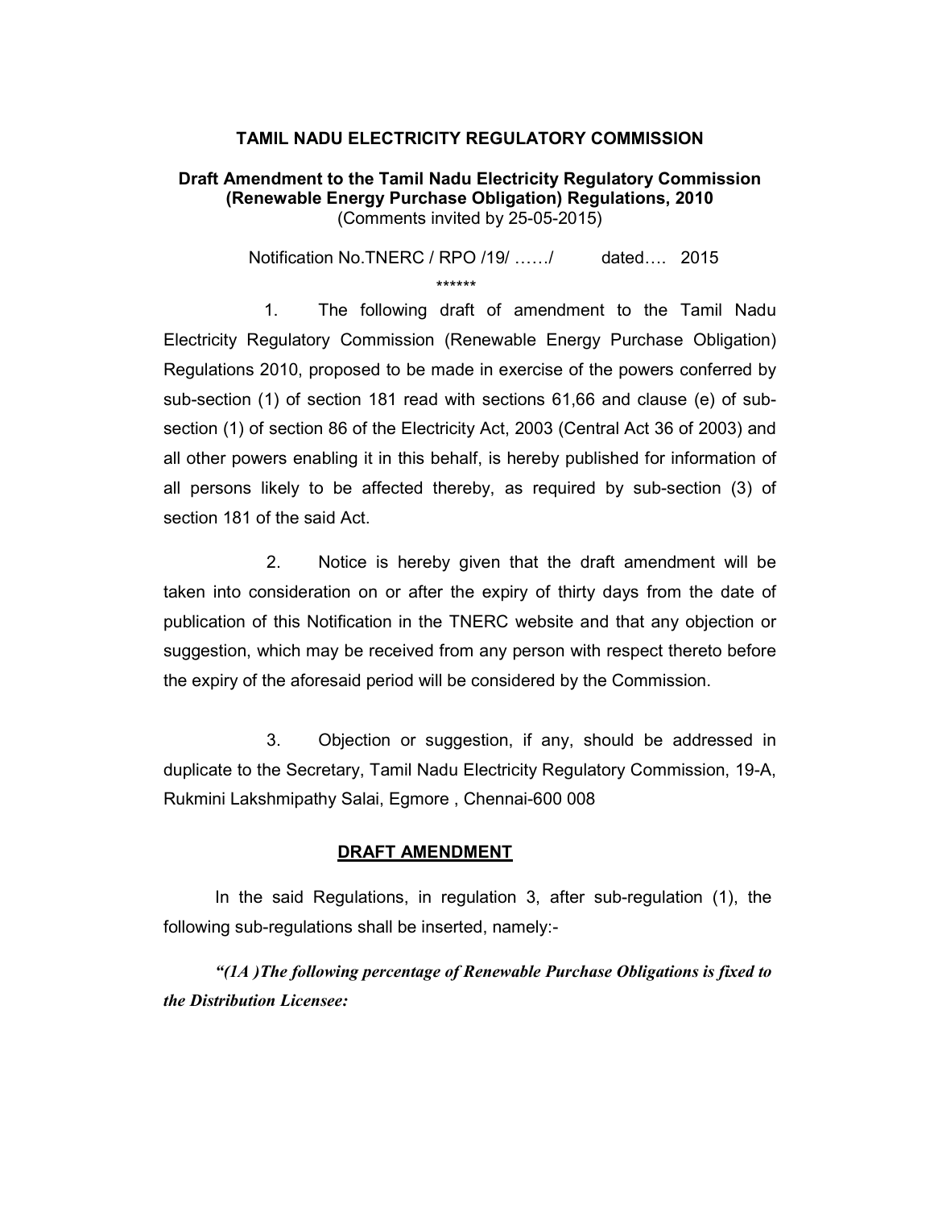# TAMIL NADU ELECTRICITY REGULATORY COMMISSION

## Draft Amendment to the Tamil Nadu Electricity Regulatory Commission (Renewable Energy Purchase Obligation) Regulations, 2010

(Comments invited by 25-05-2015)

Notification No.TNERC / RPO /19/ ……/ dated…. 2015

******

1. The following draft of amendment to the Tamil Nadu Electricity Regulatory Commission (Renewable Energy Purchase Obligation) Regulations 2010, proposed to be made in exercise of the powers conferred by sub-section (1) of section 181 read with sections 61,66 and clause (e) of sub-section (1) of section 86 of the Electricity Act, 2003 (Central Act 36 of 2003) and all other powers enabling it in this behalf, is hereby published for information of all persons likely to be affected thereby, as required by sub-section (3) of section 181 of the said Act.

2. Notice is hereby given that the draft amendment will be taken into consideration on or after the expiry of thirty days from the date of publication of this Notification in the TNERC website and that any objection or suggestion, which may be received from any person with respect thereto before the expiry of the aforesaid period will be considered by the Commission.

3. Objection or suggestion, if any, should be addressed in duplicate to the Secretary, Tamil Nadu Electricity Regulatory Commission, 19-A, Rukmini Lakshmipathy Salai, Egmore , Chennai-600 008

## DRAFT AMENDMENT

In the said Regulations, in regulation 3, after sub-regulation (1), the following sub-regulations shall be inserted, namely:-

***"(1A )The following percentage of Renewable Purchase Obligations is fixed to the Distribution Licensee:***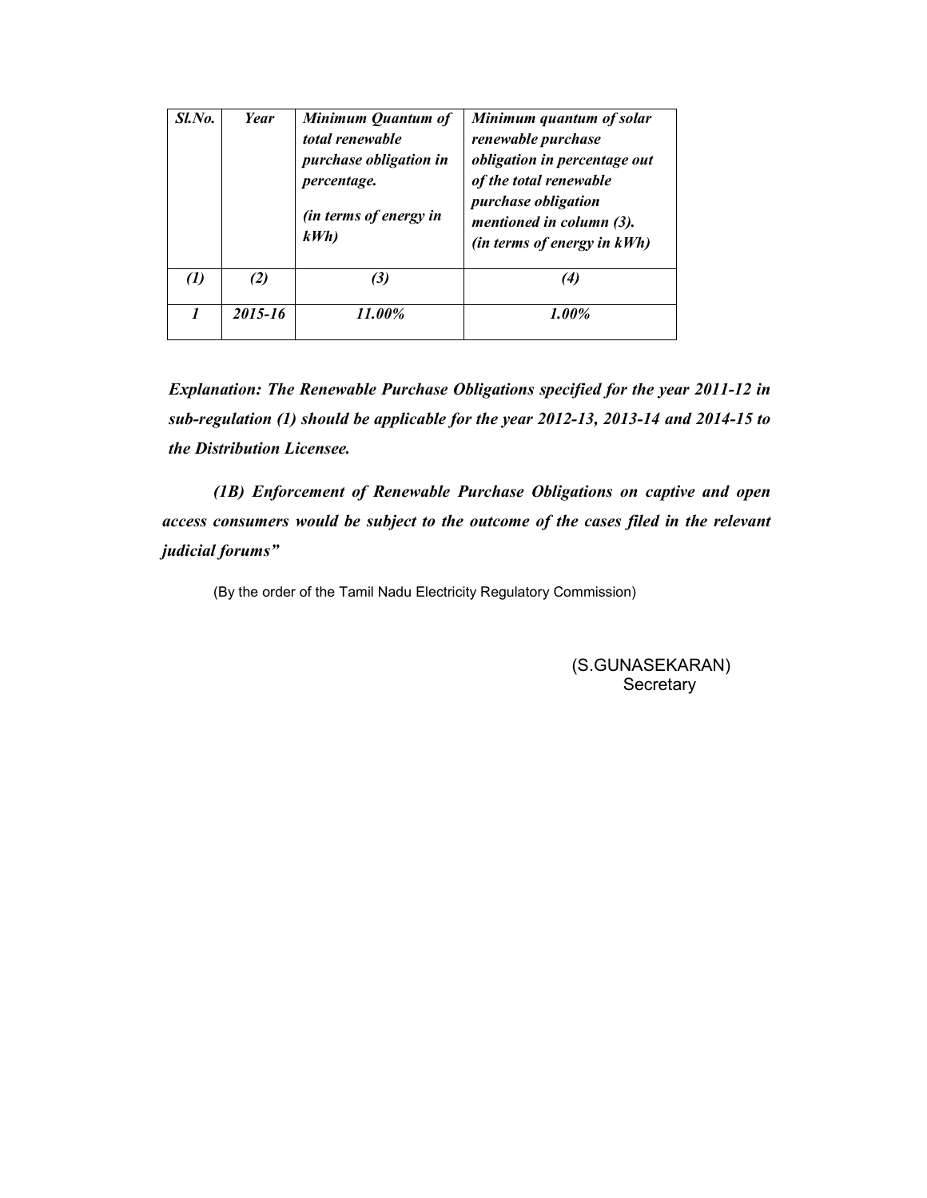| *Sl.No.* | *Year* | *Minimum Quantum of total renewable purchase obligation in percentage. (in terms of energy in kWh)* | *Minimum quantum of solar renewable purchase obligation in percentage out of the total renewable purchase obligation mentioned in column (3). (in terms of energy in kWh)* |
|---|---|---|---|
| *(1)* | *(2)* | *(3)* | *(4)* |
| *1* | *2015-16* | *11.00%* | *1.00%* |

***Explanation: The Renewable Purchase Obligations specified for the year 2011-12 in sub-regulation (1) should be applicable for the year 2012-13, 2013-14 and 2014-15 to the Distribution Licensee.***

***(1B) Enforcement of Renewable Purchase Obligations on captive and open access consumers would be subject to the outcome of the cases filed in the relevant judicial forums"***

(By the order of the Tamil Nadu Electricity Regulatory Commission)

(S.GUNASEKARAN)
Secretary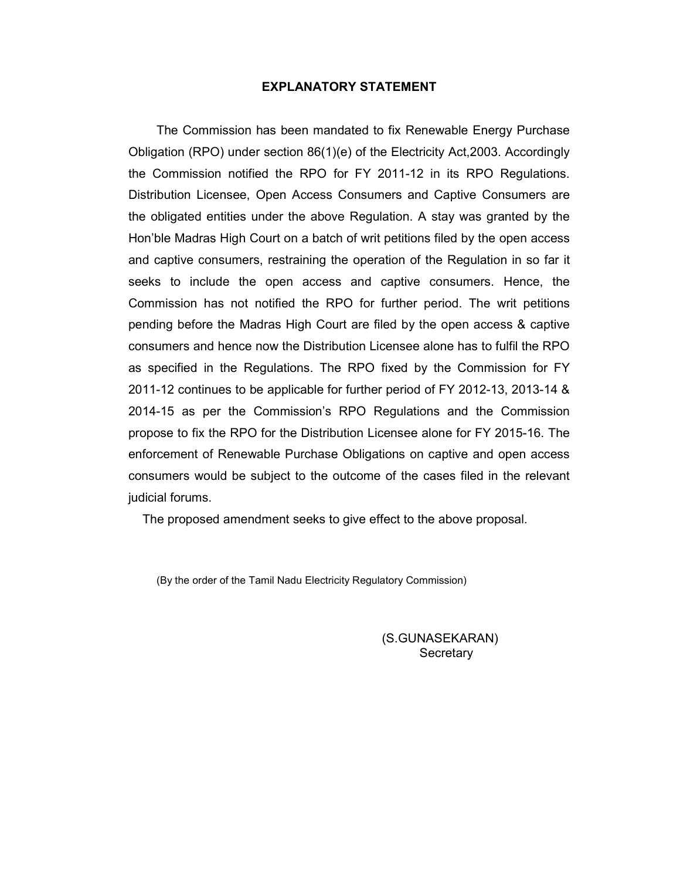## EXPLANATORY STATEMENT

The Commission has been mandated to fix Renewable Energy Purchase Obligation (RPO) under section 86(1)(e) of the Electricity Act,2003. Accordingly the Commission notified the RPO for FY 2011-12 in its RPO Regulations. Distribution Licensee, Open Access Consumers and Captive Consumers are the obligated entities under the above Regulation. A stay was granted by the Hon'ble Madras High Court on a batch of writ petitions filed by the open access and captive consumers, restraining the operation of the Regulation in so far it seeks to include the open access and captive consumers. Hence, the Commission has not notified the RPO for further period. The writ petitions pending before the Madras High Court are filed by the open access & captive consumers and hence now the Distribution Licensee alone has to fulfil the RPO as specified in the Regulations. The RPO fixed by the Commission for FY 2011-12 continues to be applicable for further period of FY 2012-13, 2013-14 & 2014-15 as per the Commission's RPO Regulations and the Commission propose to fix the RPO for the Distribution Licensee alone for FY 2015-16. The enforcement of Renewable Purchase Obligations on captive and open access consumers would be subject to the outcome of the cases filed in the relevant judicial forums.

The proposed amendment seeks to give effect to the above proposal.

(By the order of the Tamil Nadu Electricity Regulatory Commission)

(S.GUNASEKARAN)
Secretary